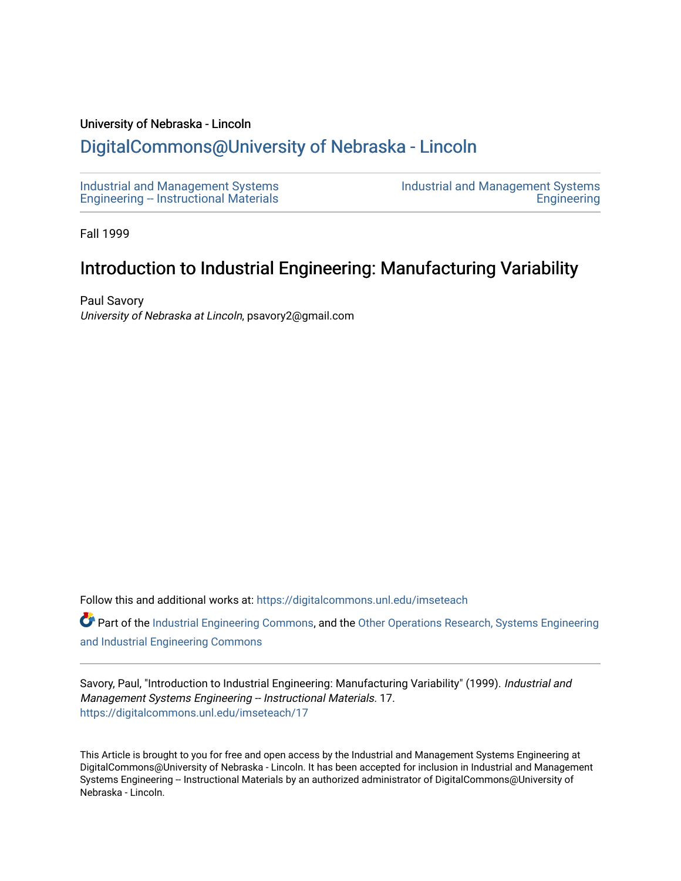University of Nebraska - Lincoln

## DigitalCommons@University of Nebraska - Lincoln

Industrial and Management Systems Engineering -- Instructional Materials

Industrial and Management Systems Engineering

Fall 1999

# Introduction to Industrial Engineering: Manufacturing Variability

Paul Savory
*University of Nebraska at Lincoln*, psavory2@gmail.com

Follow this and additional works at: https://digitalcommons.unl.edu/imseteach

Part of the Industrial Engineering Commons, and the Other Operations Research, Systems Engineering and Industrial Engineering Commons

Savory, Paul, "Introduction to Industrial Engineering: Manufacturing Variability" (1999). *Industrial and Management Systems Engineering -- Instructional Materials*. 17.
https://digitalcommons.unl.edu/imseteach/17

This Article is brought to you for free and open access by the Industrial and Management Systems Engineering at DigitalCommons@University of Nebraska - Lincoln. It has been accepted for inclusion in Industrial and Management Systems Engineering -- Instructional Materials by an authorized administrator of DigitalCommons@University of Nebraska - Lincoln.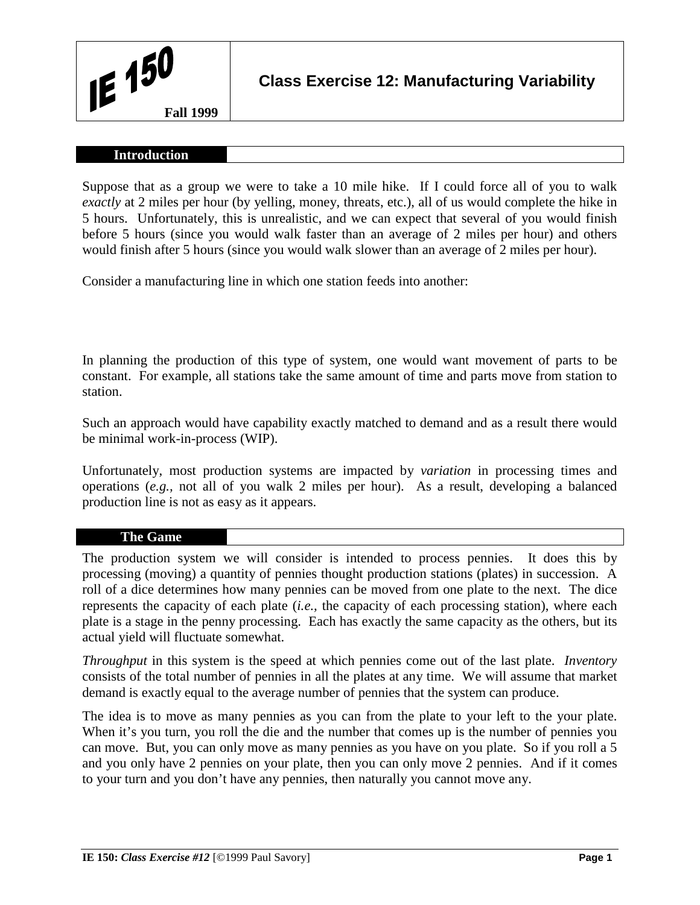**IE 150** **Fall 1999**

# Class Exercise 12: Manufacturing Variability

## Introduction

Suppose that as a group we were to take a 10 mile hike. If I could force all of you to walk *exactly* at 2 miles per hour (by yelling, money, threats, etc.), all of us would complete the hike in 5 hours. Unfortunately, this is unrealistic, and we can expect that several of you would finish before 5 hours (since you would walk faster than an average of 2 miles per hour) and others would finish after 5 hours (since you would walk slower than an average of 2 miles per hour).

Consider a manufacturing line in which one station feeds into another:

In planning the production of this type of system, one would want movement of parts to be constant. For example, all stations take the same amount of time and parts move from station to station.

Such an approach would have capability exactly matched to demand and as a result there would be minimal work-in-process (WIP).

Unfortunately, most production systems are impacted by *variation* in processing times and operations (*e.g.*, not all of you walk 2 miles per hour). As a result, developing a balanced production line is not as easy as it appears.

## The Game

The production system we will consider is intended to process pennies. It does this by processing (moving) a quantity of pennies thought production stations (plates) in succession. A roll of a dice determines how many pennies can be moved from one plate to the next. The dice represents the capacity of each plate (*i.e.*, the capacity of each processing station), where each plate is a stage in the penny processing. Each has exactly the same capacity as the others, but its actual yield will fluctuate somewhat.

*Throughput* in this system is the speed at which pennies come out of the last plate. *Inventory* consists of the total number of pennies in all the plates at any time. We will assume that market demand is exactly equal to the average number of pennies that the system can produce.

The idea is to move as many pennies as you can from the plate to your left to the your plate. When it's you turn, you roll the die and the number that comes up is the number of pennies you can move. But, you can only move as many pennies as you have on you plate. So if you roll a 5 and you only have 2 pennies on your plate, then you can only move 2 pennies. And if it comes to your turn and you don't have any pennies, then naturally you cannot move any.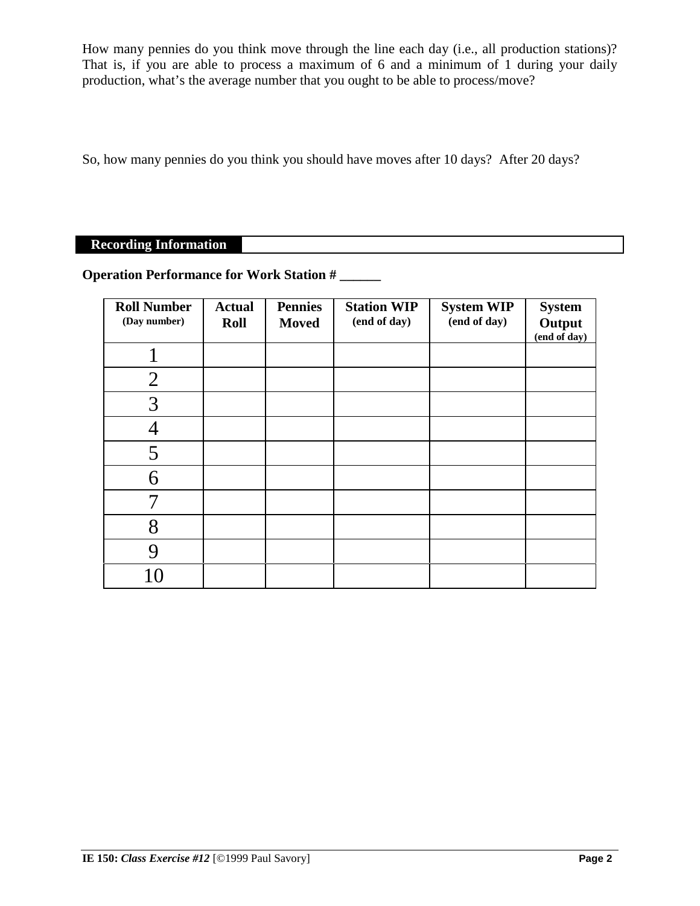How many pennies do you think move through the line each day (i.e., all production stations)? That is, if you are able to process a maximum of 6 and a minimum of 1 during your daily production, what's the average number that you ought to be able to process/move?

So, how many pennies do you think you should have moves after 10 days? After 20 days?

## Recording Information

**Operation Performance for Work Station # ______**

| **Roll Number** (Day number) | **Actual Roll** | **Pennies Moved** | **Station WIP** (end of day) | **System WIP** (end of day) | **System Output** (end of day) |
|---|---|---|---|---|---|
| 1 | | | | | |
| 2 | | | | | |
| 3 | | | | | |
| 4 | | | | | |
| 5 | | | | | |
| 6 | | | | | |
| 7 | | | | | |
| 8 | | | | | |
| 9 | | | | | |
| 10 | | | | | |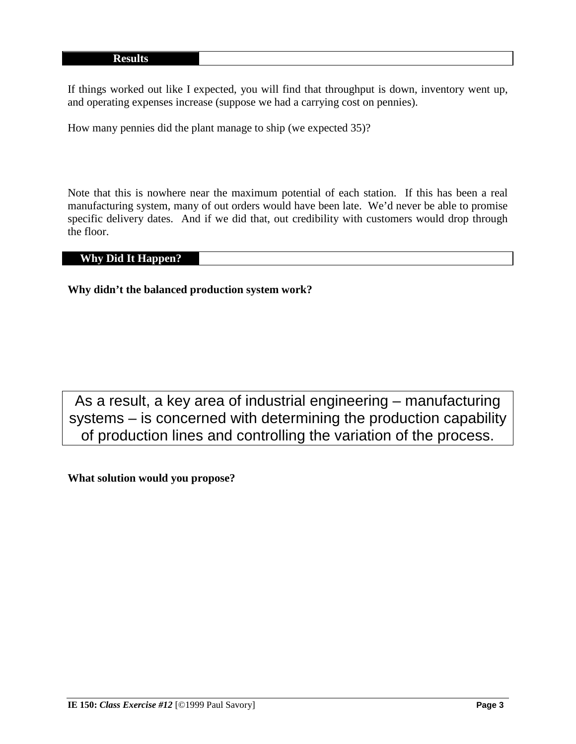## Results

If things worked out like I expected, you will find that throughput is down, inventory went up, and operating expenses increase (suppose we had a carrying cost on pennies).

How many pennies did the plant manage to ship (we expected 35)?

Note that this is nowhere near the maximum potential of each station. If this has been a real manufacturing system, many of out orders would have been late. We'd never be able to promise specific delivery dates. And if we did that, out credibility with customers would drop through the floor.

## Why Did It Happen?

**Why didn't the balanced production system work?**

> As a result, a key area of industrial engineering – manufacturing systems – is concerned with determining the production capability of production lines and controlling the variation of the process.

**What solution would you propose?**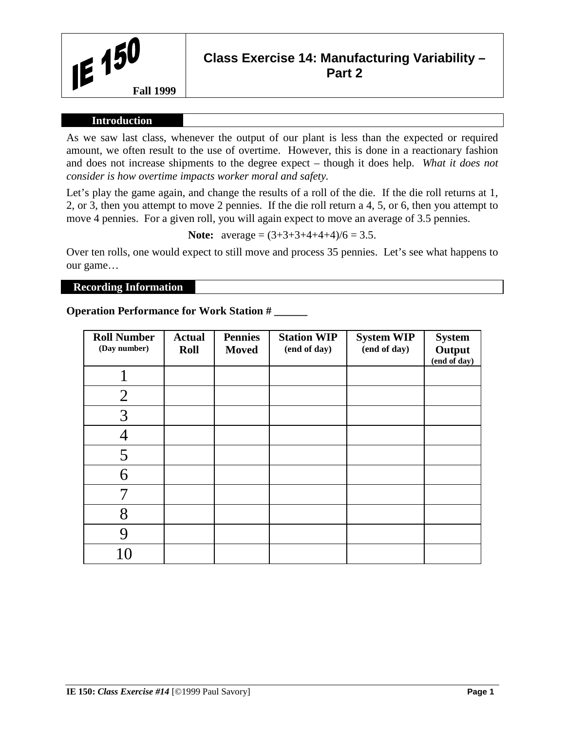# IE 150 — Fall 1999

## Class Exercise 14: Manufacturing Variability – Part 2

### Introduction

As we saw last class, whenever the output of our plant is less than the expected or required amount, we often result to the use of overtime. However, this is done in a reactionary fashion and does not increase shipments to the degree expect – though it does help. *What it does not consider is how overtime impacts worker moral and safety.*

Let's play the game again, and change the results of a roll of the die. If the die roll returns at 1, 2, or 3, then you attempt to move 2 pennies. If the die roll return a 4, 5, or 6, then you attempt to move 4 pennies. For a given roll, you will again expect to move an average of 3.5 pennies.

**Note:** average = (3+3+3+4+4+4)/6 = 3.5.

Over ten rolls, one would expect to still move and process 35 pennies. Let's see what happens to our game…

### Recording Information

**Operation Performance for Work Station # ______**

| Roll Number (Day number) | Actual Roll | Pennies Moved | Station WIP (end of day) | System WIP (end of day) | System Output (end of day) |
|---|---|---|---|---|---|
| 1 | | | | | |
| 2 | | | | | |
| 3 | | | | | |
| 4 | | | | | |
| 5 | | | | | |
| 6 | | | | | |
| 7 | | | | | |
| 8 | | | | | |
| 9 | | | | | |
| 10 | | | | | |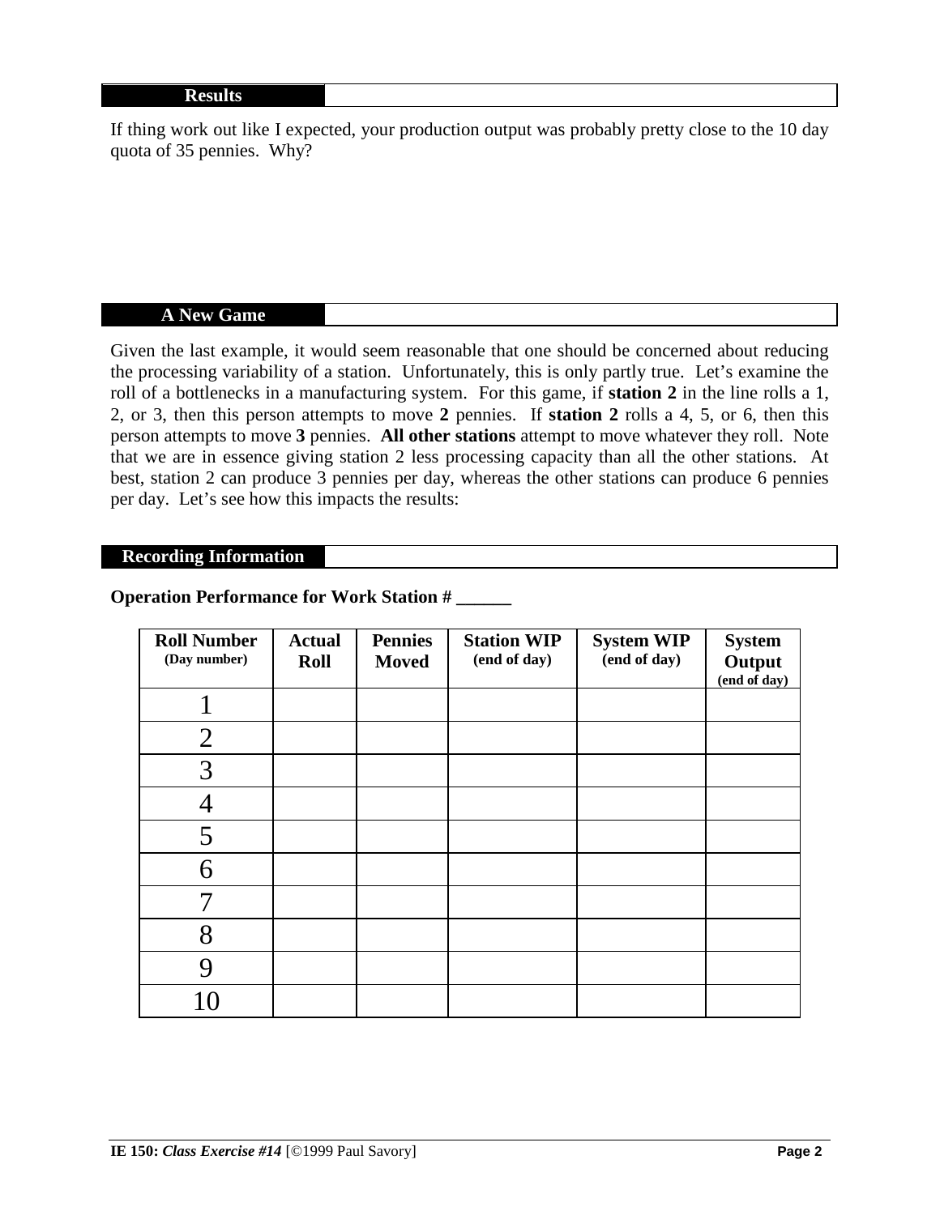## Results

If thing work out like I expected, your production output was probably pretty close to the 10 day quota of 35 pennies. Why?

## A New Game

Given the last example, it would seem reasonable that one should be concerned about reducing the processing variability of a station. Unfortunately, this is only partly true. Let's examine the roll of a bottlenecks in a manufacturing system. For this game, if **station 2** in the line rolls a 1, 2, or 3, then this person attempts to move **2** pennies. If **station 2** rolls a 4, 5, or 6, then this person attempts to move **3** pennies. **All other stations** attempt to move whatever they roll. Note that we are in essence giving station 2 less processing capacity than all the other stations. At best, station 2 can produce 3 pennies per day, whereas the other stations can produce 6 pennies per day. Let's see how this impacts the results:

## Recording Information

**Operation Performance for Work Station # ______**

| Roll Number (Day number) | Actual Roll | Pennies Moved | Station WIP (end of day) | System WIP (end of day) | System Output (end of day) |
|---|---|---|---|---|---|
| 1 | | | | | |
| 2 | | | | | |
| 3 | | | | | |
| 4 | | | | | |
| 5 | | | | | |
| 6 | | | | | |
| 7 | | | | | |
| 8 | | | | | |
| 9 | | | | | |
| 10 | | | | | |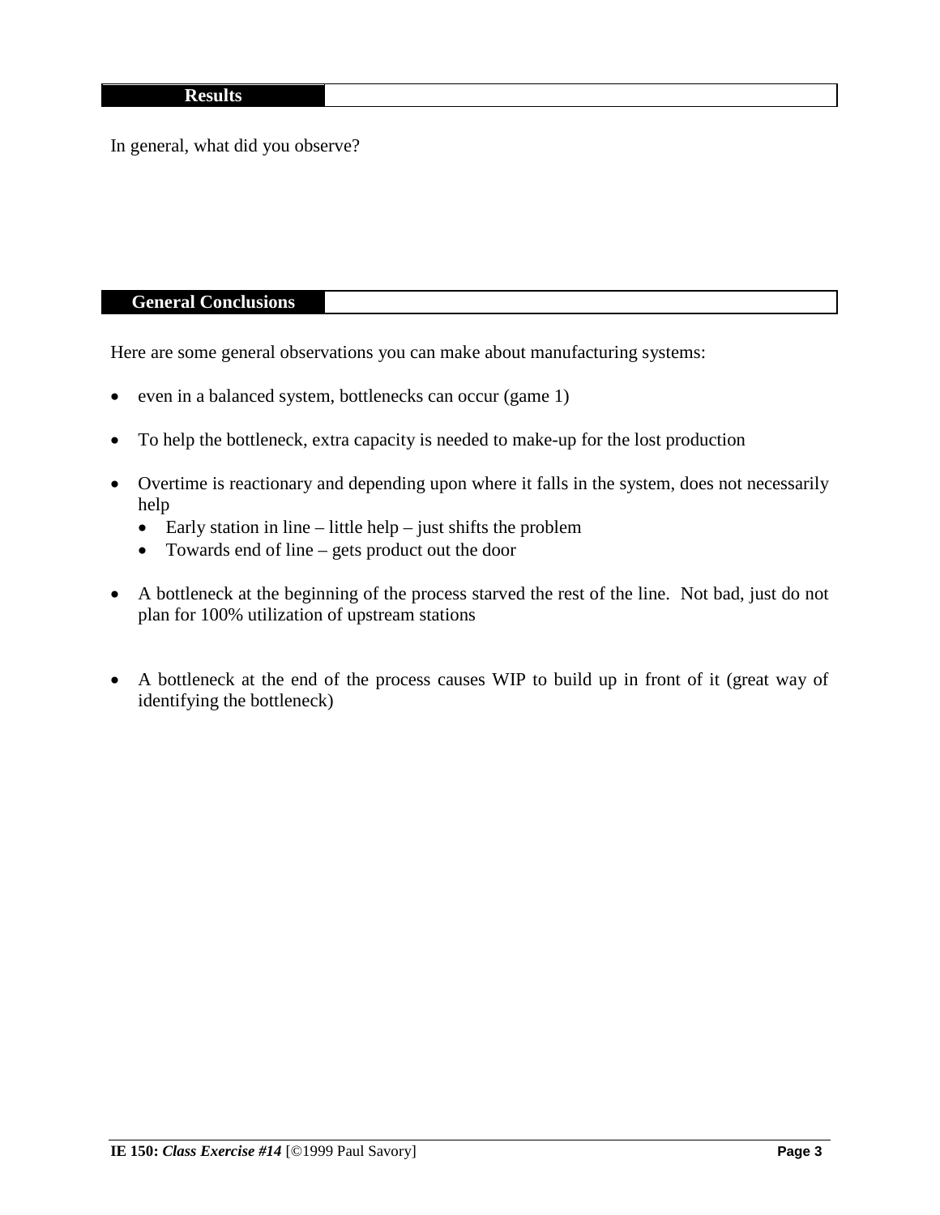## Results

In general, what did you observe?

## General Conclusions

Here are some general observations you can make about manufacturing systems:

- even in a balanced system, bottlenecks can occur (game 1)
- To help the bottleneck, extra capacity is needed to make-up for the lost production
- Overtime is reactionary and depending upon where it falls in the system, does not necessarily help
  - Early station in line – little help – just shifts the problem
  - Towards end of line – gets product out the door
- A bottleneck at the beginning of the process starved the rest of the line. Not bad, just do not plan for 100% utilization of upstream stations
- A bottleneck at the end of the process causes WIP to build up in front of it (great way of identifying the bottleneck)